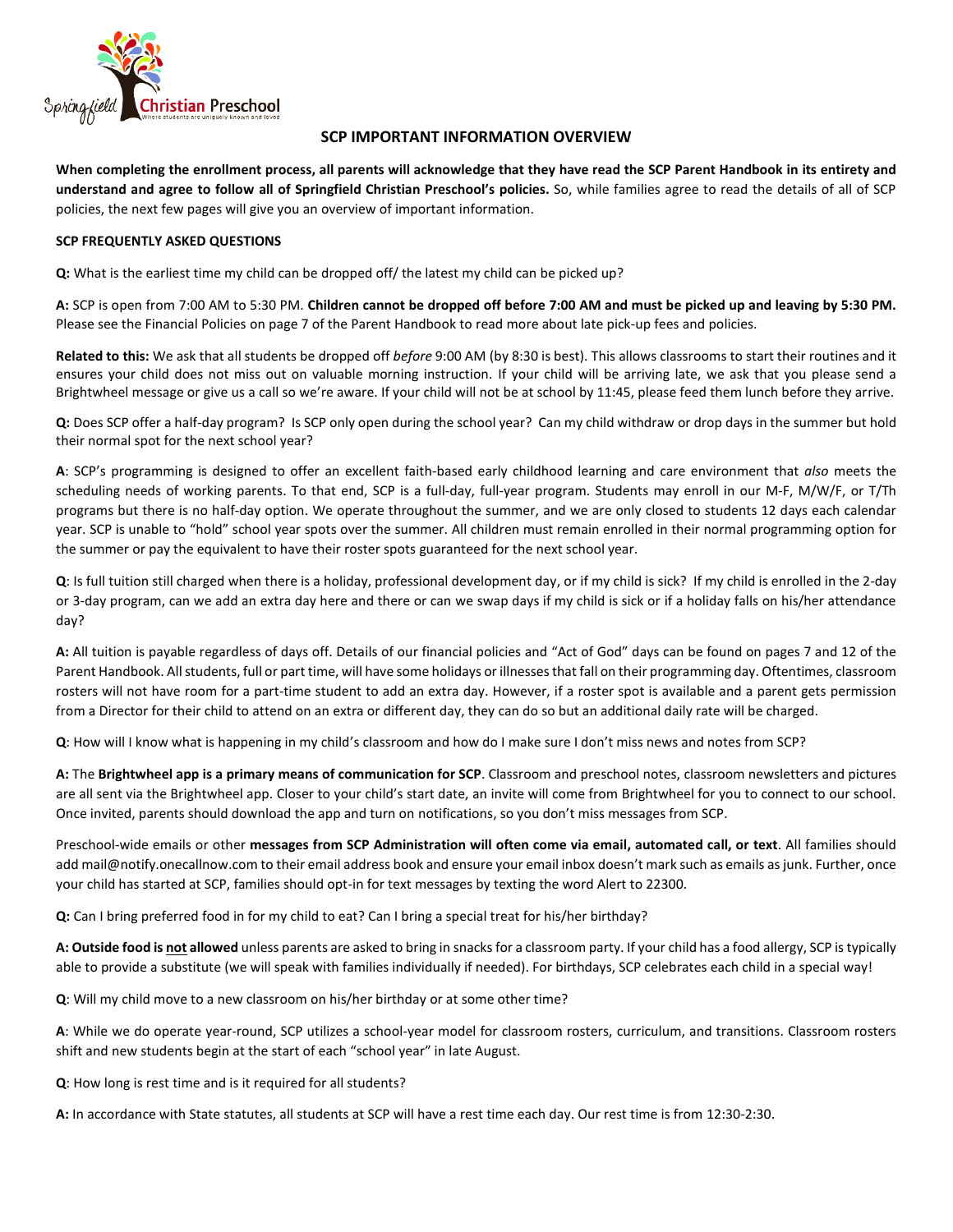# SCP IMPORTANT INFORMATION OVERVIEW

**When completing the enrollment process, all parents will acknowledge that they have read the SCP Parent Handbook in its entirety and understand and agree to follow all of Springfield Christian Preschool's policies.** So, while families agree to read the details of all of SCP policies, the next few pages will give you an overview of important information.

## SCP FREQUENTLY ASKED QUESTIONS

**Q:** What is the earliest time my child can be dropped off/ the latest my child can be picked up?

**A:** SCP is open from 7:00 AM to 5:30 PM. **Children cannot be dropped off before 7:00 AM and must be picked up and leaving by 5:30 PM.** Please see the Financial Policies on page 7 of the Parent Handbook to read more about late pick-up fees and policies.

**Related to this:** We ask that all students be dropped off *before* 9:00 AM (by 8:30 is best). This allows classrooms to start their routines and it ensures your child does not miss out on valuable morning instruction. If your child will be arriving late, we ask that you please send a Brightwheel message or give us a call so we're aware. If your child will not be at school by 11:45, please feed them lunch before they arrive.

**Q:** Does SCP offer a half-day program? Is SCP only open during the school year? Can my child withdraw or drop days in the summer but hold their normal spot for the next school year?

**A**: SCP's programming is designed to offer an excellent faith-based early childhood learning and care environment that *also* meets the scheduling needs of working parents. To that end, SCP is a full-day, full-year program. Students may enroll in our M-F, M/W/F, or T/Th programs but there is no half-day option. We operate throughout the summer, and we are only closed to students 12 days each calendar year. SCP is unable to "hold" school year spots over the summer. All children must remain enrolled in their normal programming option for the summer or pay the equivalent to have their roster spots guaranteed for the next school year.

**Q**: Is full tuition still charged when there is a holiday, professional development day, or if my child is sick? If my child is enrolled in the 2-day or 3-day program, can we add an extra day here and there or can we swap days if my child is sick or if a holiday falls on his/her attendance day?

**A:** All tuition is payable regardless of days off. Details of our financial policies and "Act of God" days can be found on pages 7 and 12 of the Parent Handbook. All students, full or part time, will have some holidays or illnesses that fall on their programming day. Oftentimes, classroom rosters will not have room for a part-time student to add an extra day. However, if a roster spot is available and a parent gets permission from a Director for their child to attend on an extra or different day, they can do so but an additional daily rate will be charged.

**Q**: How will I know what is happening in my child's classroom and how do I make sure I don't miss news and notes from SCP?

**A:** The **Brightwheel app is a primary means of communication for SCP**. Classroom and preschool notes, classroom newsletters and pictures are all sent via the Brightwheel app. Closer to your child's start date, an invite will come from Brightwheel for you to connect to our school. Once invited, parents should download the app and turn on notifications, so you don't miss messages from SCP.

Preschool-wide emails or other **messages from SCP Administration will often come via email, automated call, or text**. All families should add mail@notify.onecallnow.com to their email address book and ensure your email inbox doesn't mark such as emails as junk. Further, once your child has started at SCP, families should opt-in for text messages by texting the word Alert to 22300.

**Q:** Can I bring preferred food in for my child to eat? Can I bring a special treat for his/her birthday?

**A: Outside food is <u>not</u> allowed** unless parents are asked to bring in snacks for a classroom party. If your child has a food allergy, SCP is typically able to provide a substitute (we will speak with families individually if needed). For birthdays, SCP celebrates each child in a special way!

**Q**: Will my child move to a new classroom on his/her birthday or at some other time?

**A**: While we do operate year-round, SCP utilizes a school-year model for classroom rosters, curriculum, and transitions. Classroom rosters shift and new students begin at the start of each "school year" in late August.

**Q**: How long is rest time and is it required for all students?

**A:** In accordance with State statutes, all students at SCP will have a rest time each day. Our rest time is from 12:30-2:30.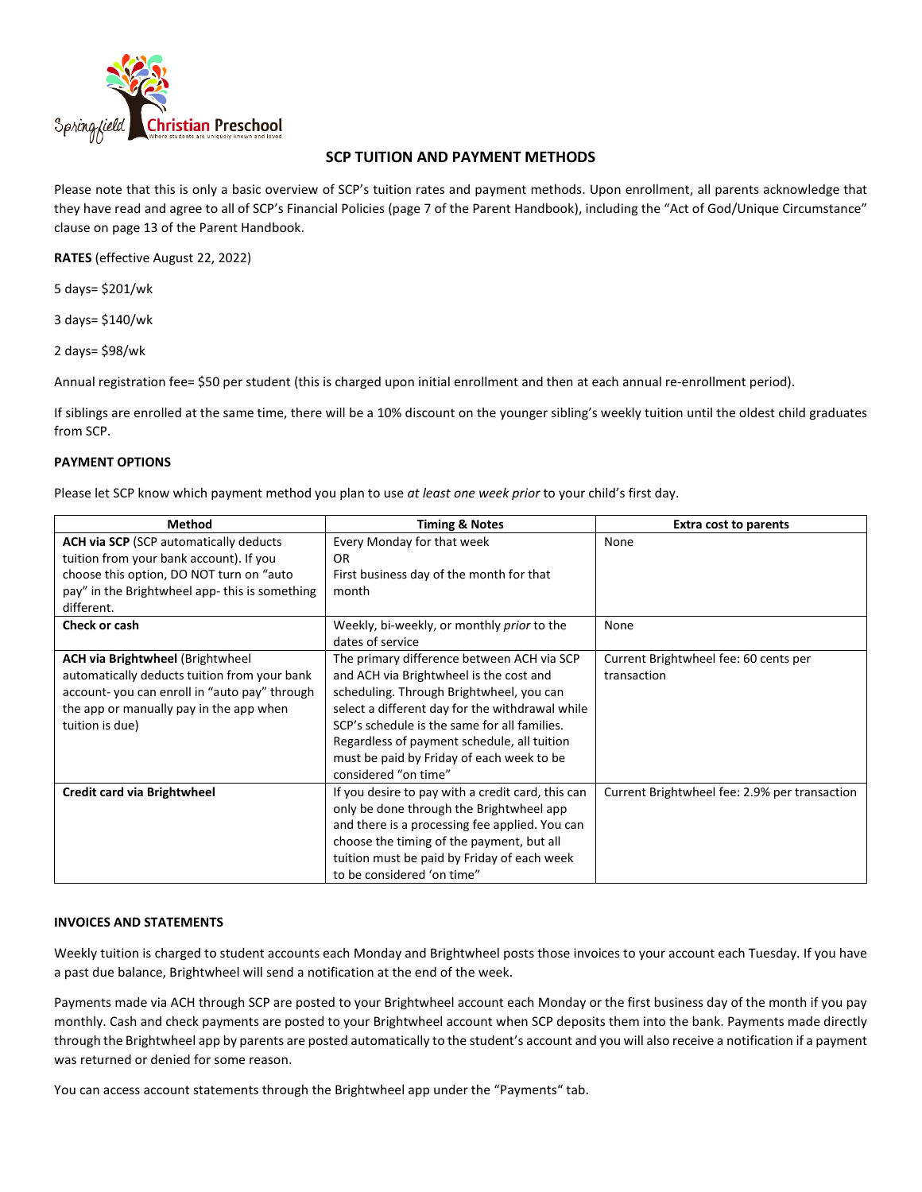# SCP TUITION AND PAYMENT METHODS

Please note that this is only a basic overview of SCP's tuition rates and payment methods. Upon enrollment, all parents acknowledge that they have read and agree to all of SCP's Financial Policies (page 7 of the Parent Handbook), including the "Act of God/Unique Circumstance" clause on page 13 of the Parent Handbook.

**RATES** (effective August 22, 2022)

5 days= $201/wk

3 days= $140/wk

2 days= $98/wk

Annual registration fee= $50 per student (this is charged upon initial enrollment and then at each annual re-enrollment period).

If siblings are enrolled at the same time, there will be a 10% discount on the younger sibling's weekly tuition until the oldest child graduates from SCP.

**PAYMENT OPTIONS**

Please let SCP know which payment method you plan to use *at least one week prior* to your child's first day.

| Method | Timing & Notes | Extra cost to parents |
|---|---|---|
| **ACH via SCP** (SCP automatically deducts tuition from your bank account). If you choose this option, DO NOT turn on "auto pay" in the Brightwheel app- this is something different. | Every Monday for that week<br>OR<br>First business day of the month for that month | None |
| **Check or cash** | Weekly, bi-weekly, or monthly *prior* to the dates of service | None |
| **ACH via Brightwheel** (Brightwheel automatically deducts tuition from your bank account- you can enroll in "auto pay" through the app or manually pay in the app when tuition is due) | The primary difference between ACH via SCP and ACH via Brightwheel is the cost and scheduling. Through Brightwheel, you can select a different day for the withdrawal while SCP's schedule is the same for all families. Regardless of payment schedule, all tuition must be paid by Friday of each week to be considered "on time" | Current Brightwheel fee: 60 cents per transaction |
| **Credit card via Brightwheel** | If you desire to pay with a credit card, this can only be done through the Brightwheel app and there is a processing fee applied. You can choose the timing of the payment, but all tuition must be paid by Friday of each week to be considered 'on time" | Current Brightwheel fee: 2.9% per transaction |

**INVOICES AND STATEMENTS**

Weekly tuition is charged to student accounts each Monday and Brightwheel posts those invoices to your account each Tuesday. If you have a past due balance, Brightwheel will send a notification at the end of the week.

Payments made via ACH through SCP are posted to your Brightwheel account each Monday or the first business day of the month if you pay monthly. Cash and check payments are posted to your Brightwheel account when SCP deposits them into the bank. Payments made directly through the Brightwheel app by parents are posted automatically to the student's account and you will also receive a notification if a payment was returned or denied for some reason.

You can access account statements through the Brightwheel app under the "Payments" tab.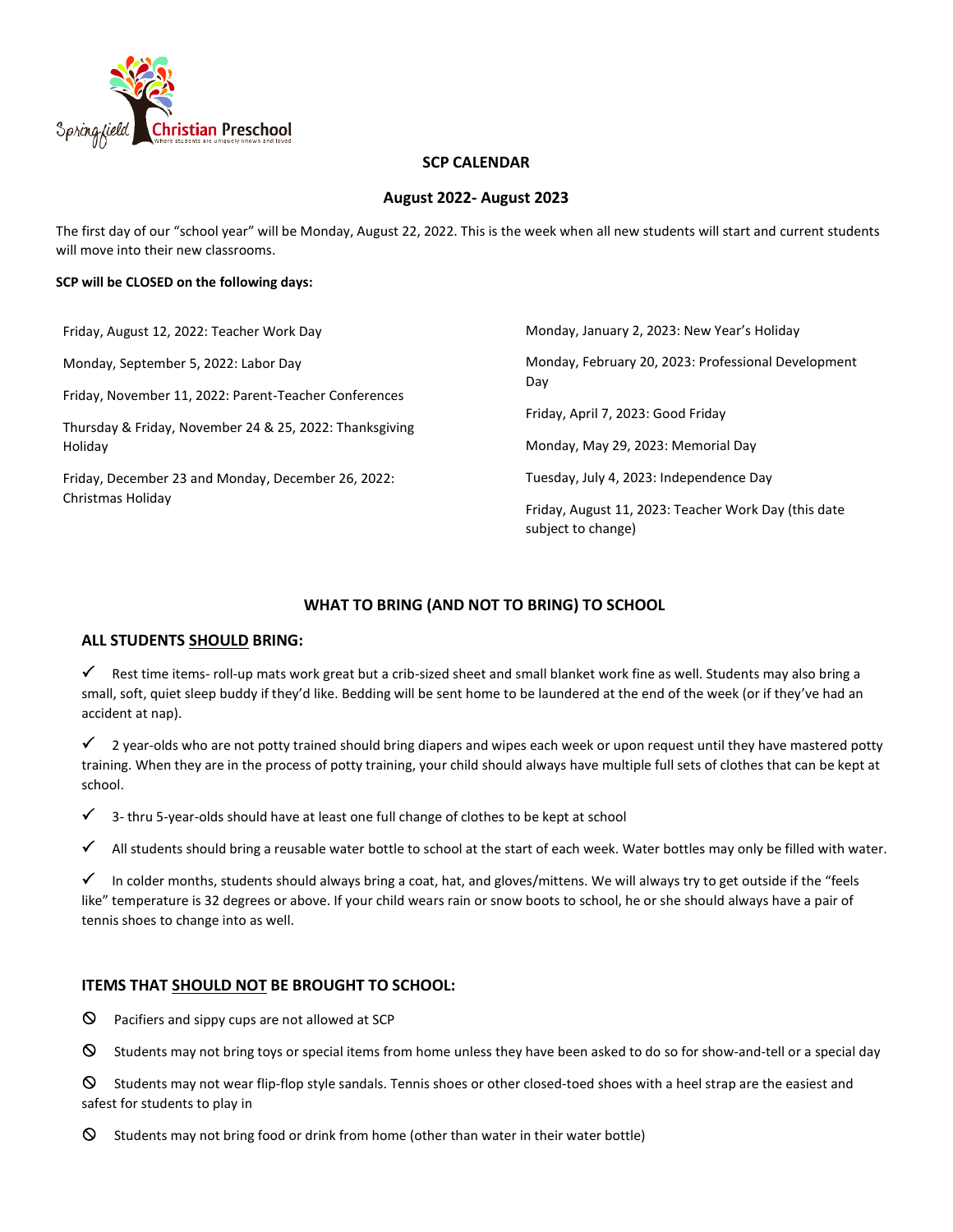## SCP CALENDAR

### August 2022- August 2023

The first day of our "school year" will be Monday, August 22, 2022. This is the week when all new students will start and current students will move into their new classrooms.

**SCP will be CLOSED on the following days:**

Friday, August 12, 2022: Teacher Work Day

Monday, September 5, 2022: Labor Day

Friday, November 11, 2022: Parent-Teacher Conferences

Thursday & Friday, November 24 & 25, 2022: Thanksgiving Holiday

Friday, December 23 and Monday, December 26, 2022: Christmas Holiday

Monday, January 2, 2023: New Year's Holiday

Monday, February 20, 2023: Professional Development Day

Friday, April 7, 2023: Good Friday

Monday, May 29, 2023: Memorial Day

Tuesday, July 4, 2023: Independence Day

Friday, August 11, 2023: Teacher Work Day (this date subject to change)

## WHAT TO BRING (AND NOT TO BRING) TO SCHOOL

### ALL STUDENTS SHOULD BRING:

- ✓ Rest time items- roll-up mats work great but a crib-sized sheet and small blanket work fine as well. Students may also bring a small, soft, quiet sleep buddy if they'd like. Bedding will be sent home to be laundered at the end of the week (or if they've had an accident at nap).
- ✓ 2 year-olds who are not potty trained should bring diapers and wipes each week or upon request until they have mastered potty training. When they are in the process of potty training, your child should always have multiple full sets of clothes that can be kept at school.
- ✓ 3- thru 5-year-olds should have at least one full change of clothes to be kept at school
- ✓ All students should bring a reusable water bottle to school at the start of each week. Water bottles may only be filled with water.
- ✓ In colder months, students should always bring a coat, hat, and gloves/mittens. We will always try to get outside if the "feels like" temperature is 32 degrees or above. If your child wears rain or snow boots to school, he or she should always have a pair of tennis shoes to change into as well.

### ITEMS THAT SHOULD NOT BE BROUGHT TO SCHOOL:

- ⦸ Pacifiers and sippy cups are not allowed at SCP
- ⦸ Students may not bring toys or special items from home unless they have been asked to do so for show-and-tell or a special day
- ⦸ Students may not wear flip-flop style sandals. Tennis shoes or other closed-toed shoes with a heel strap are the easiest and safest for students to play in
- ⦸ Students may not bring food or drink from home (other than water in their water bottle)